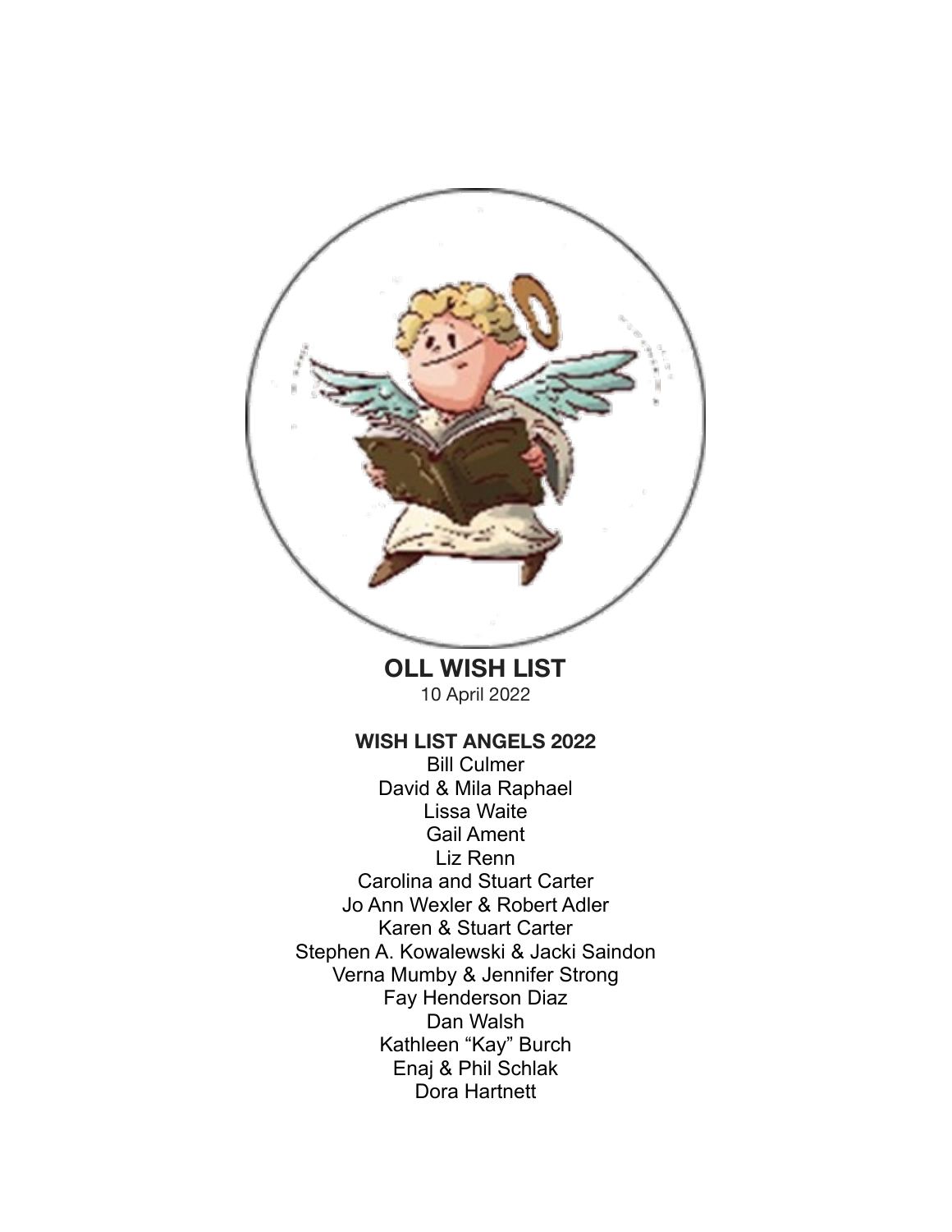# OLL WISH LIST

10 April 2022

## WISH LIST ANGELS 2022

Bill Culmer
David & Mila Raphael
Lissa Waite
Gail Ament
Liz Renn
Carolina and Stuart Carter
Jo Ann Wexler & Robert Adler
Karen & Stuart Carter
Stephen A. Kowalewski & Jacki Saindon
Verna Mumby & Jennifer Strong
Fay Henderson Diaz
Dan Walsh
Kathleen "Kay" Burch
Enaj & Phil Schlak
Dora Hartnett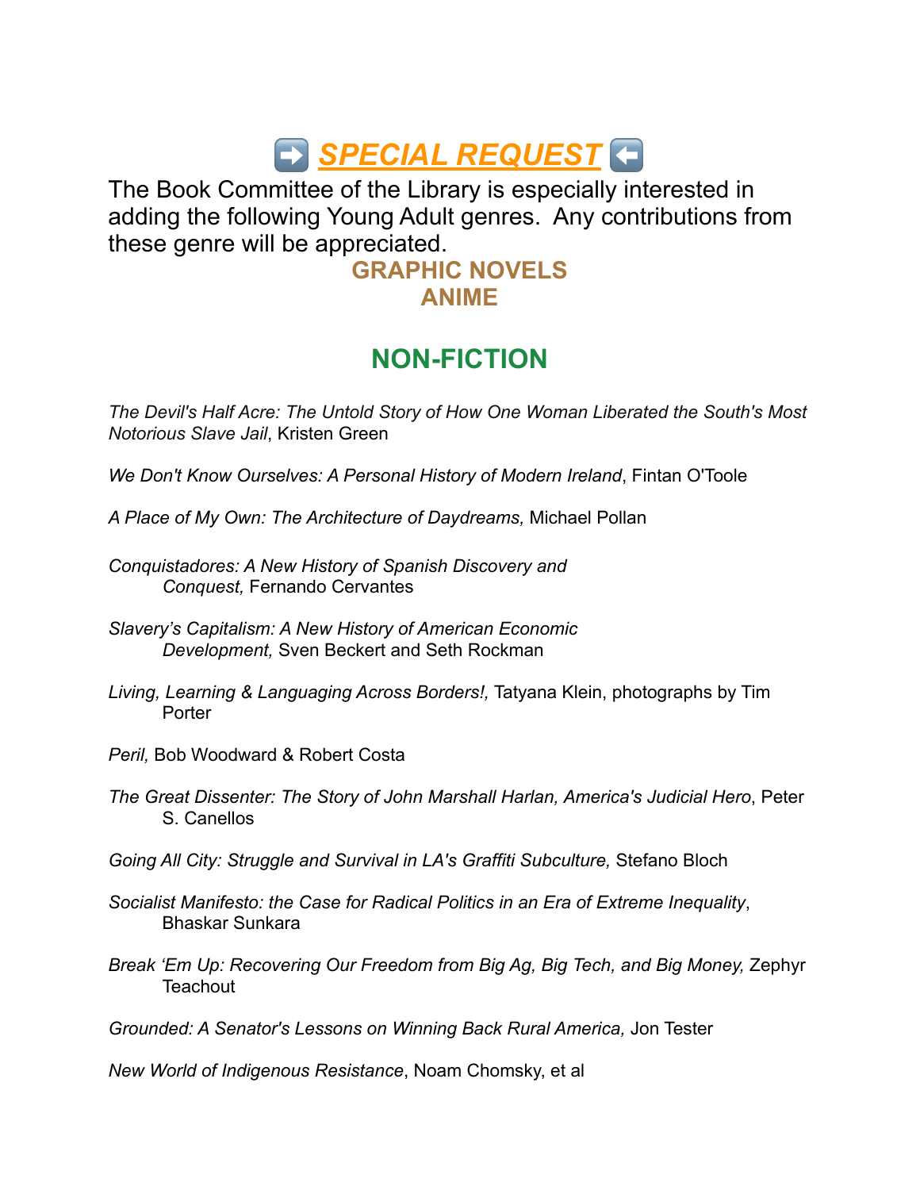# ➡️ *SPECIAL REQUEST* ⬅️

The Book Committee of the Library is especially interested in adding the following Young Adult genres. Any contributions from these genre will be appreciated.

**GRAPHIC NOVELS**
**ANIME**

## NON-FICTION

*The Devil's Half Acre: The Untold Story of How One Woman Liberated the South's Most Notorious Slave Jail*, Kristen Green

*We Don't Know Ourselves: A Personal History of Modern Ireland*, Fintan O'Toole

*A Place of My Own: The Architecture of Daydreams,* Michael Pollan

*Conquistadores: A New History of Spanish Discovery and Conquest,* Fernando Cervantes

*Slavery's Capitalism: A New History of American Economic Development,* Sven Beckert and Seth Rockman

*Living, Learning & Languaging Across Borders!,* Tatyana Klein, photographs by Tim Porter

*Peril,* Bob Woodward & Robert Costa

*The Great Dissenter: The Story of John Marshall Harlan, America's Judicial Hero*, Peter S. Canellos

*Going All City: Struggle and Survival in LA's Graffiti Subculture,* Stefano Bloch

*Socialist Manifesto: the Case for Radical Politics in an Era of Extreme Inequality*, Bhaskar Sunkara

*Break 'Em Up: Recovering Our Freedom from Big Ag, Big Tech, and Big Money,* Zephyr Teachout

*Grounded: A Senator's Lessons on Winning Back Rural America,* Jon Tester

*New World of Indigenous Resistance*, Noam Chomsky, et al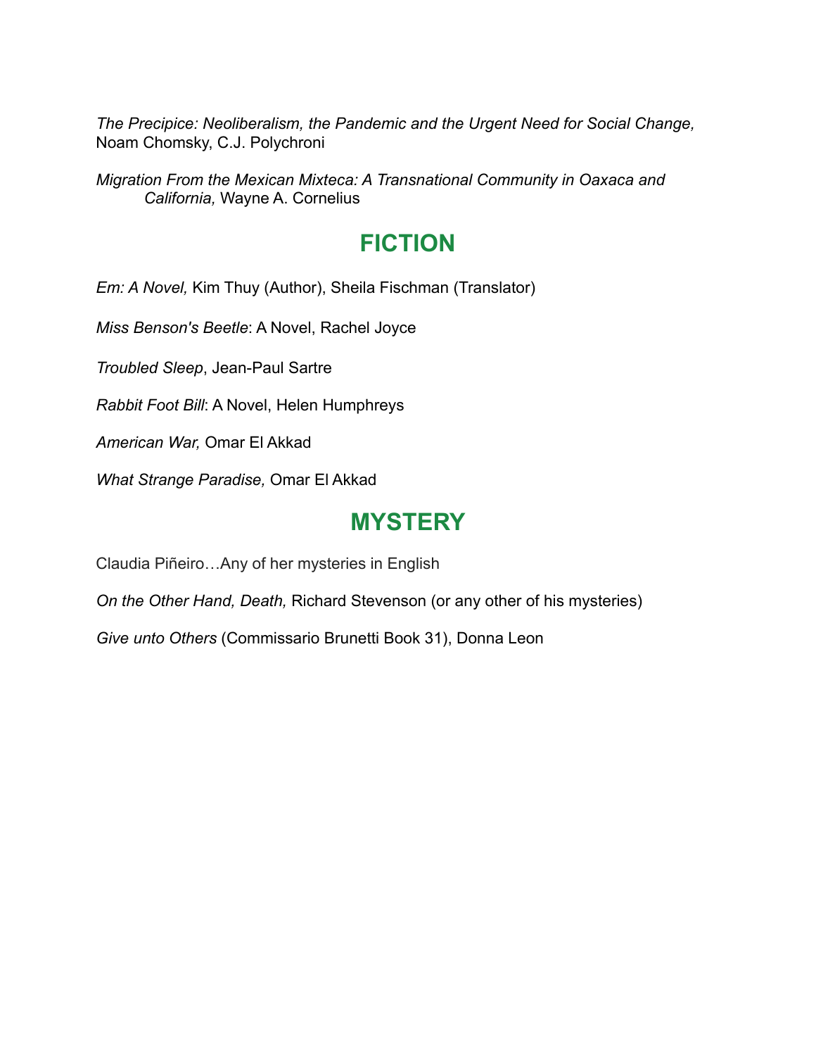*The Precipice: Neoliberalism, the Pandemic and the Urgent Need for Social Change,* Noam Chomsky, C.J. Polychroni

*Migration From the Mexican Mixteca: A Transnational Community in Oaxaca and California,* Wayne A. Cornelius

## FICTION

*Em: A Novel,* Kim Thuy (Author), Sheila Fischman (Translator)

*Miss Benson's Beetle*: A Novel, Rachel Joyce

*Troubled Sleep*, Jean-Paul Sartre

*Rabbit Foot Bill*: A Novel, Helen Humphreys

*American War,* Omar El Akkad

*What Strange Paradise,* Omar El Akkad

## MYSTERY

Claudia Piñeiro…Any of her mysteries in English

*On the Other Hand, Death,* Richard Stevenson (or any other of his mysteries)

*Give unto Others* (Commissario Brunetti Book 31), Donna Leon